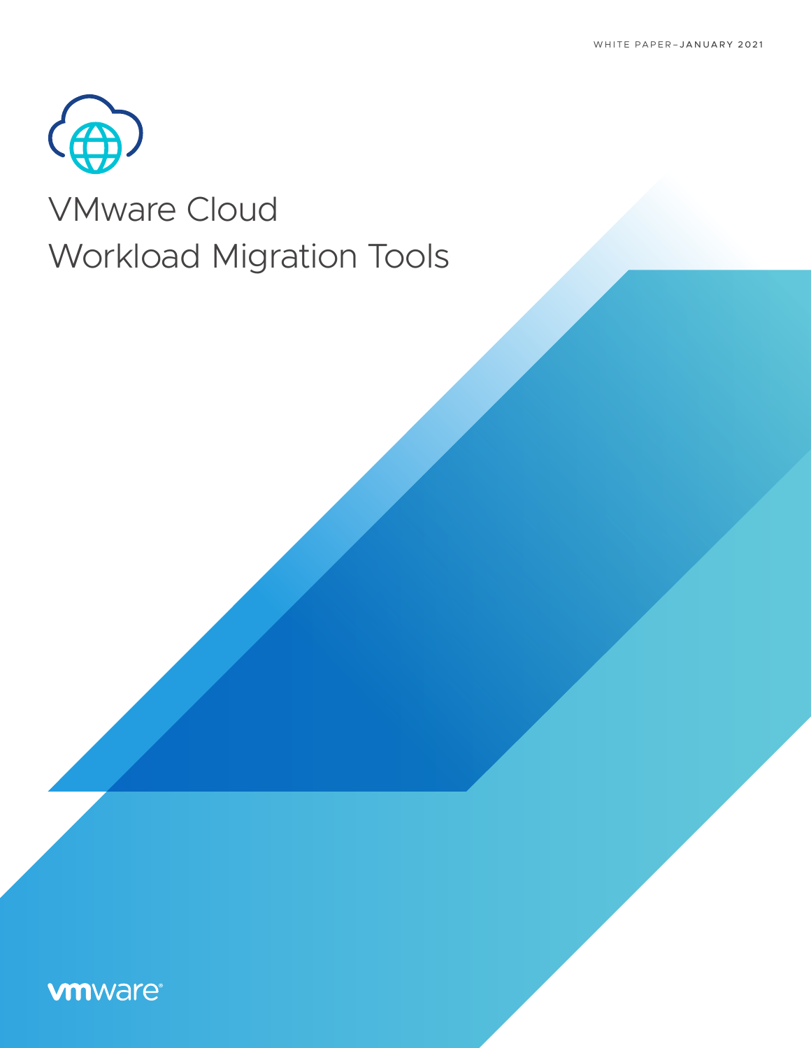WHITE PAPER–JANUARY 2021

# VMware Cloud Workload Migration Tools

vmware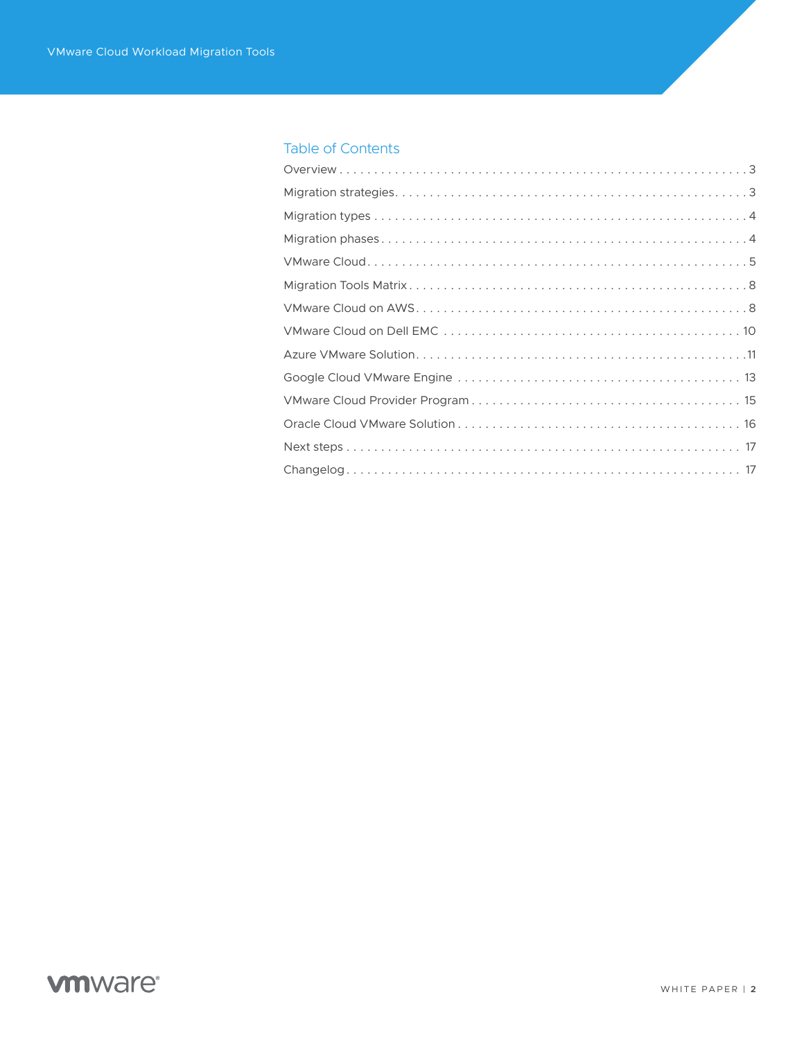## Table of Contents

Overview . . . . . . . . . . . . . . . . . . . . . . . . . . . . . . . . . . . . . . . . . . . . . . . . . . . . . . . . 3

Migration strategies . . . . . . . . . . . . . . . . . . . . . . . . . . . . . . . . . . . . . . . . . . . . . . . . . . 3

Migration types . . . . . . . . . . . . . . . . . . . . . . . . . . . . . . . . . . . . . . . . . . . . . . . . . . . . . 4

Migration phases . . . . . . . . . . . . . . . . . . . . . . . . . . . . . . . . . . . . . . . . . . . . . . . . . . . . 4

VMware Cloud . . . . . . . . . . . . . . . . . . . . . . . . . . . . . . . . . . . . . . . . . . . . . . . . . . . . . 5

Migration Tools Matrix . . . . . . . . . . . . . . . . . . . . . . . . . . . . . . . . . . . . . . . . . . . . . . . . 8

VMware Cloud on AWS . . . . . . . . . . . . . . . . . . . . . . . . . . . . . . . . . . . . . . . . . . . . . . . 8

VMware Cloud on Dell EMC . . . . . . . . . . . . . . . . . . . . . . . . . . . . . . . . . . . . . . . . . . . 10

Azure VMware Solution . . . . . . . . . . . . . . . . . . . . . . . . . . . . . . . . . . . . . . . . . . . . . . 11

Google Cloud VMware Engine . . . . . . . . . . . . . . . . . . . . . . . . . . . . . . . . . . . . . . . . . 13

VMware Cloud Provider Program . . . . . . . . . . . . . . . . . . . . . . . . . . . . . . . . . . . . . . 15

Oracle Cloud VMware Solution . . . . . . . . . . . . . . . . . . . . . . . . . . . . . . . . . . . . . . . . 16

Next steps . . . . . . . . . . . . . . . . . . . . . . . . . . . . . . . . . . . . . . . . . . . . . . . . . . . . . . . 17

Changelog . . . . . . . . . . . . . . . . . . . . . . . . . . . . . . . . . . . . . . . . . . . . . . . . . . . . . . . 17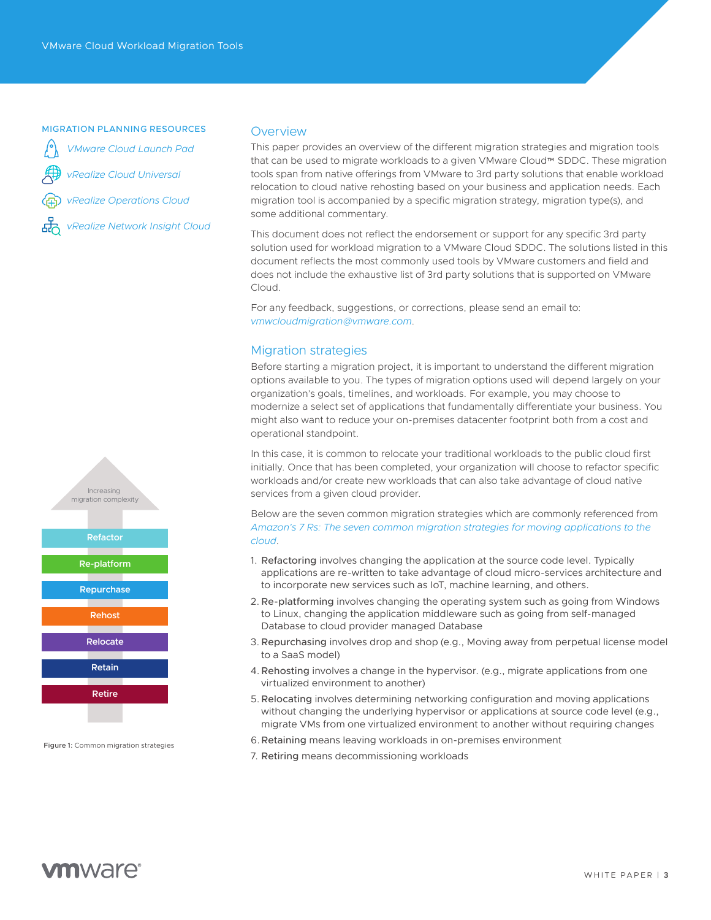MIGRATION PLANNING RESOURCES

*VMware Cloud Launch Pad*

*vRealize Cloud Universal*

*vRealize Operations Cloud*

*vRealize Network Insight Cloud*

## Overview

This paper provides an overview of the different migration strategies and migration tools that can be used to migrate workloads to a given VMware Cloud™ SDDC. These migration tools span from native offerings from VMware to 3rd party solutions that enable workload relocation to cloud native rehosting based on your business and application needs. Each migration tool is accompanied by a specific migration strategy, migration type(s), and some additional commentary.

This document does not reflect the endorsement or support for any specific 3rd party solution used for workload migration to a VMware Cloud SDDC. The solutions listed in this document reflects the most commonly used tools by VMware customers and field and does not include the exhaustive list of 3rd party solutions that is supported on VMware Cloud.

For any feedback, suggestions, or corrections, please send an email to: *vmwcloudmigration@vmware.com*.

## Migration strategies

Before starting a migration project, it is important to understand the different migration options available to you. The types of migration options used will depend largely on your organization's goals, timelines, and workloads. For example, you may choose to modernize a select set of applications that fundamentally differentiate your business. You might also want to reduce your on-premises datacenter footprint both from a cost and operational standpoint.

In this case, it is common to relocate your traditional workloads to the public cloud first initially. Once that has been completed, your organization will choose to refactor specific workloads and/or create new workloads that can also take advantage of cloud native services from a given cloud provider.

Below are the seven common migration strategies which are commonly referenced from *Amazon's 7 Rs: The seven common migration strategies for moving applications to the cloud*.

1. **Refactoring** involves changing the application at the source code level. Typically applications are re-written to take advantage of cloud micro-services architecture and to incorporate new services such as IoT, machine learning, and others.
2. **Re-platforming** involves changing the operating system such as going from Windows to Linux, changing the application middleware such as going from self-managed Database to cloud provider managed Database
3. **Repurchasing** involves drop and shop (e.g., Moving away from perpetual license model to a SaaS model)
4. **Rehosting** involves a change in the hypervisor. (e.g., migrate applications from one virtualized environment to another)
5. **Relocating** involves determining networking configuration and moving applications without changing the underlying hypervisor or applications at source code level (e.g., migrate VMs from one virtualized environment to another without requiring changes
6. **Retaining** means leaving workloads in on-premises environment
7. **Retiring** means decommissioning workloads

Increasing migration complexity

Refactor

Re-platform

Repurchase

Rehost

Relocate

Retain

Retire

Figure 1: Common migration strategies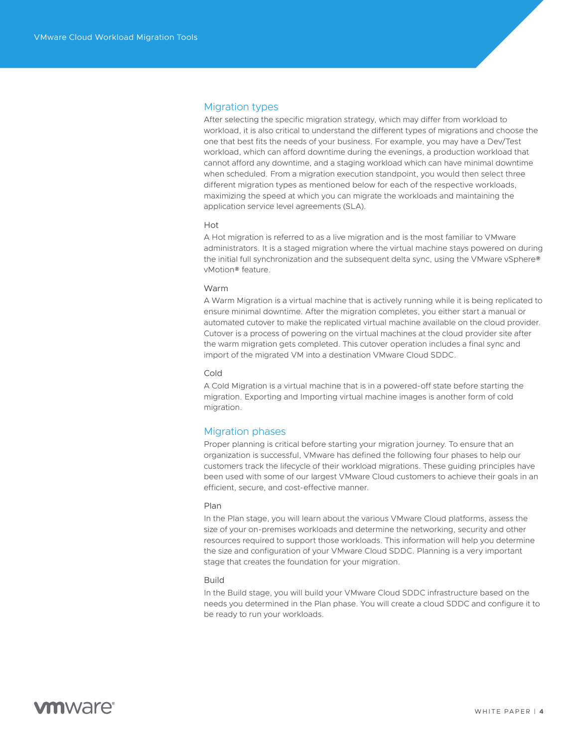## Migration types

After selecting the specific migration strategy, which may differ from workload to workload, it is also critical to understand the different types of migrations and choose the one that best fits the needs of your business. For example, you may have a Dev/Test workload, which can afford downtime during the evenings, a production workload that cannot afford any downtime, and a staging workload which can have minimal downtime when scheduled. From a migration execution standpoint, you would then select three different migration types as mentioned below for each of the respective workloads, maximizing the speed at which you can migrate the workloads and maintaining the application service level agreements (SLA).

### Hot

A Hot migration is referred to as a live migration and is the most familiar to VMware administrators. It is a staged migration where the virtual machine stays powered on during the initial full synchronization and the subsequent delta sync, using the VMware vSphere® vMotion® feature.

### Warm

A Warm Migration is a virtual machine that is actively running while it is being replicated to ensure minimal downtime. After the migration completes, you either start a manual or automated cutover to make the replicated virtual machine available on the cloud provider. Cutover is a process of powering on the virtual machines at the cloud provider site after the warm migration gets completed. This cutover operation includes a final sync and import of the migrated VM into a destination VMware Cloud SDDC.

### Cold

A Cold Migration is a virtual machine that is in a powered-off state before starting the migration. Exporting and Importing virtual machine images is another form of cold migration.

## Migration phases

Proper planning is critical before starting your migration journey. To ensure that an organization is successful, VMware has defined the following four phases to help our customers track the lifecycle of their workload migrations. These guiding principles have been used with some of our largest VMware Cloud customers to achieve their goals in an efficient, secure, and cost-effective manner.

### Plan

In the Plan stage, you will learn about the various VMware Cloud platforms, assess the size of your on-premises workloads and determine the networking, security and other resources required to support those workloads. This information will help you determine the size and configuration of your VMware Cloud SDDC. Planning is a very important stage that creates the foundation for your migration.

### Build

In the Build stage, you will build your VMware Cloud SDDC infrastructure based on the needs you determined in the Plan phase. You will create a cloud SDDC and configure it to be ready to run your workloads.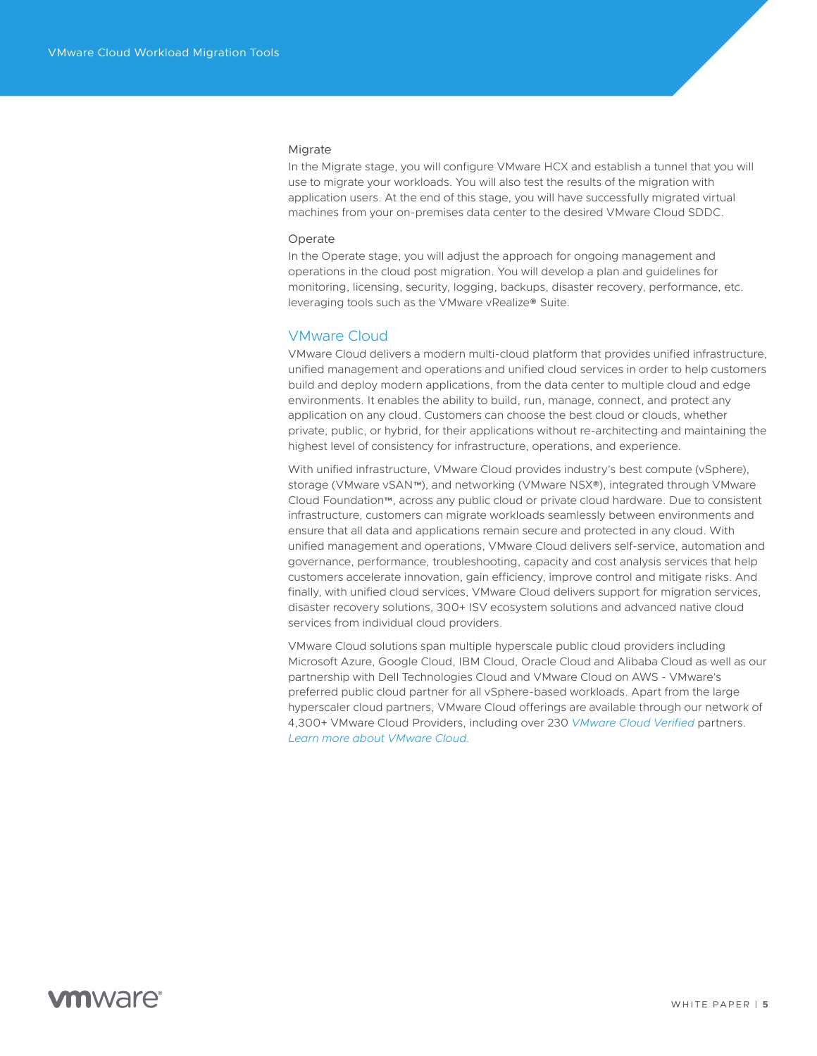### Migrate

In the Migrate stage, you will configure VMware HCX and establish a tunnel that you will use to migrate your workloads. You will also test the results of the migration with application users. At the end of this stage, you will have successfully migrated virtual machines from your on-premises data center to the desired VMware Cloud SDDC.

### Operate

In the Operate stage, you will adjust the approach for ongoing management and operations in the cloud post migration. You will develop a plan and guidelines for monitoring, licensing, security, logging, backups, disaster recovery, performance, etc. leveraging tools such as the VMware vRealize® Suite.

## VMware Cloud

VMware Cloud delivers a modern multi-cloud platform that provides unified infrastructure, unified management and operations and unified cloud services in order to help customers build and deploy modern applications, from the data center to multiple cloud and edge environments. It enables the ability to build, run, manage, connect, and protect any application on any cloud. Customers can choose the best cloud or clouds, whether private, public, or hybrid, for their applications without re-architecting and maintaining the highest level of consistency for infrastructure, operations, and experience.

With unified infrastructure, VMware Cloud provides industry's best compute (vSphere), storage (VMware vSAN™), and networking (VMware NSX®), integrated through VMware Cloud Foundation™, across any public cloud or private cloud hardware. Due to consistent infrastructure, customers can migrate workloads seamlessly between environments and ensure that all data and applications remain secure and protected in any cloud. With unified management and operations, VMware Cloud delivers self-service, automation and governance, performance, troubleshooting, capacity and cost analysis services that help customers accelerate innovation, gain efficiency, improve control and mitigate risks. And finally, with unified cloud services, VMware Cloud delivers support for migration services, disaster recovery solutions, 300+ ISV ecosystem solutions and advanced native cloud services from individual cloud providers.

VMware Cloud solutions span multiple hyperscale public cloud providers including Microsoft Azure, Google Cloud, IBM Cloud, Oracle Cloud and Alibaba Cloud as well as our partnership with Dell Technologies Cloud and VMware Cloud on AWS - VMware's preferred public cloud partner for all vSphere-based workloads. Apart from the large hyperscaler cloud partners, VMware Cloud offerings are available through our network of 4,300+ VMware Cloud Providers, including over 230 *VMware Cloud Verified* partners. *Learn more about VMware Cloud.*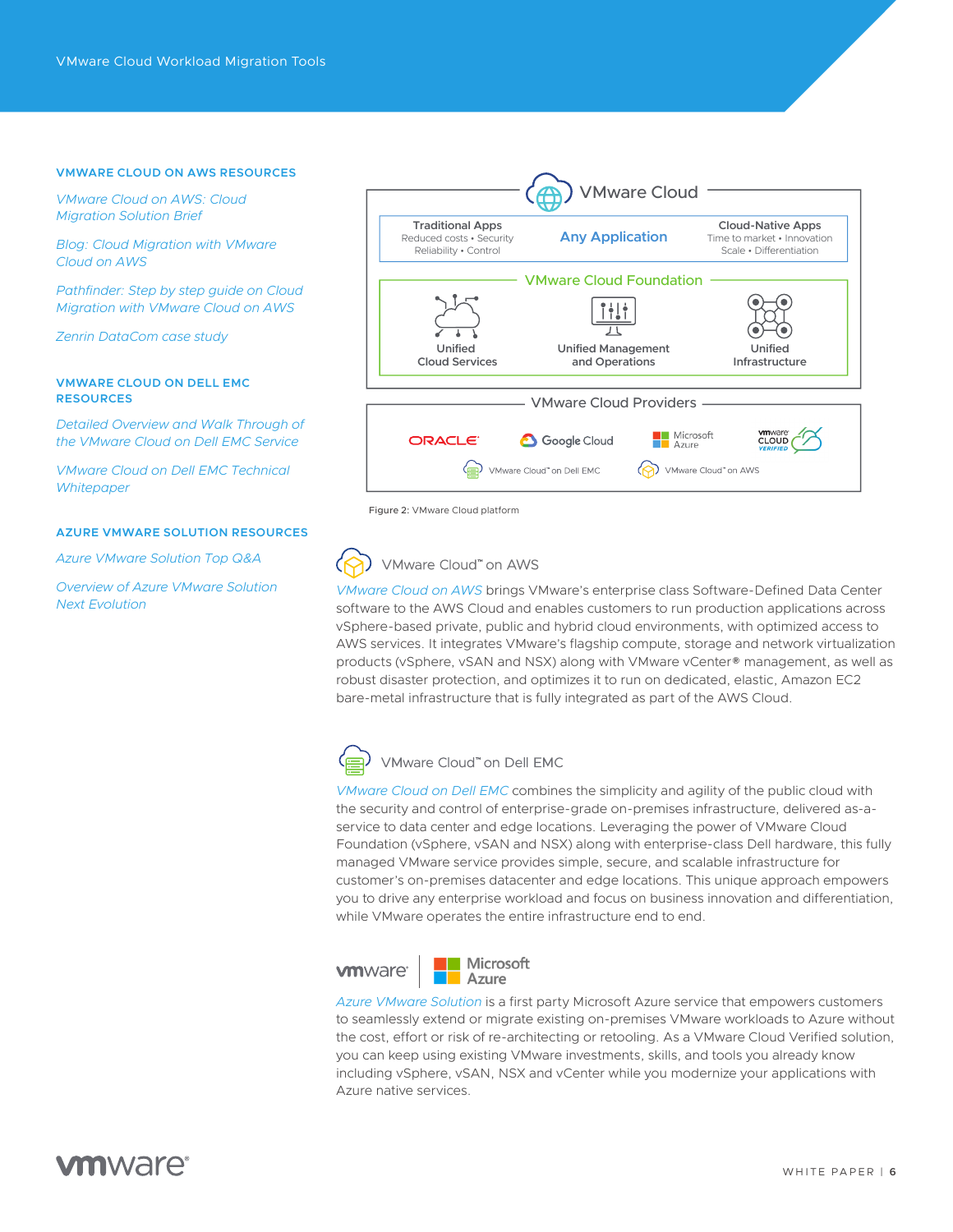**VMWARE CLOUD ON AWS RESOURCES**

*VMware Cloud on AWS: Cloud Migration Solution Brief*

*Blog: Cloud Migration with VMware Cloud on AWS*

*Pathfinder: Step by step guide on Cloud Migration with VMware Cloud on AWS*

*Zenrin DataCom case study*

**VMWARE CLOUD ON DELL EMC RESOURCES**

*Detailed Overview and Walk Through of the VMware Cloud on Dell EMC Service*

*VMware Cloud on Dell EMC Technical Whitepaper*

**AZURE VMWARE SOLUTION RESOURCES**

*Azure VMware Solution Top Q&A*

*Overview of Azure VMware Solution Next Evolution*

Figure 2: VMware Cloud platform

## VMware Cloud™ on AWS

*VMware Cloud on AWS* brings VMware's enterprise class Software-Defined Data Center software to the AWS Cloud and enables customers to run production applications across vSphere-based private, public and hybrid cloud environments, with optimized access to AWS services. It integrates VMware's flagship compute, storage and network virtualization products (vSphere, vSAN and NSX) along with VMware vCenter® management, as well as robust disaster protection, and optimizes it to run on dedicated, elastic, Amazon EC2 bare-metal infrastructure that is fully integrated as part of the AWS Cloud.

## VMware Cloud™ on Dell EMC

*VMware Cloud on Dell EMC* combines the simplicity and agility of the public cloud with the security and control of enterprise-grade on-premises infrastructure, delivered as-a-service to data center and edge locations. Leveraging the power of VMware Cloud Foundation (vSphere, vSAN and NSX) along with enterprise-class Dell hardware, this fully managed VMware service provides simple, secure, and scalable infrastructure for customer's on-premises datacenter and edge locations. This unique approach empowers you to drive any enterprise workload and focus on business innovation and differentiation, while VMware operates the entire infrastructure end to end.

## vmware | Microsoft Azure

*Azure VMware Solution* is a first party Microsoft Azure service that empowers customers to seamlessly extend or migrate existing on-premises VMware workloads to Azure without the cost, effort or risk of re-architecting or retooling. As a VMware Cloud Verified solution, you can keep using existing VMware investments, skills, and tools you already know including vSphere, vSAN, NSX and vCenter while you modernize your applications with Azure native services.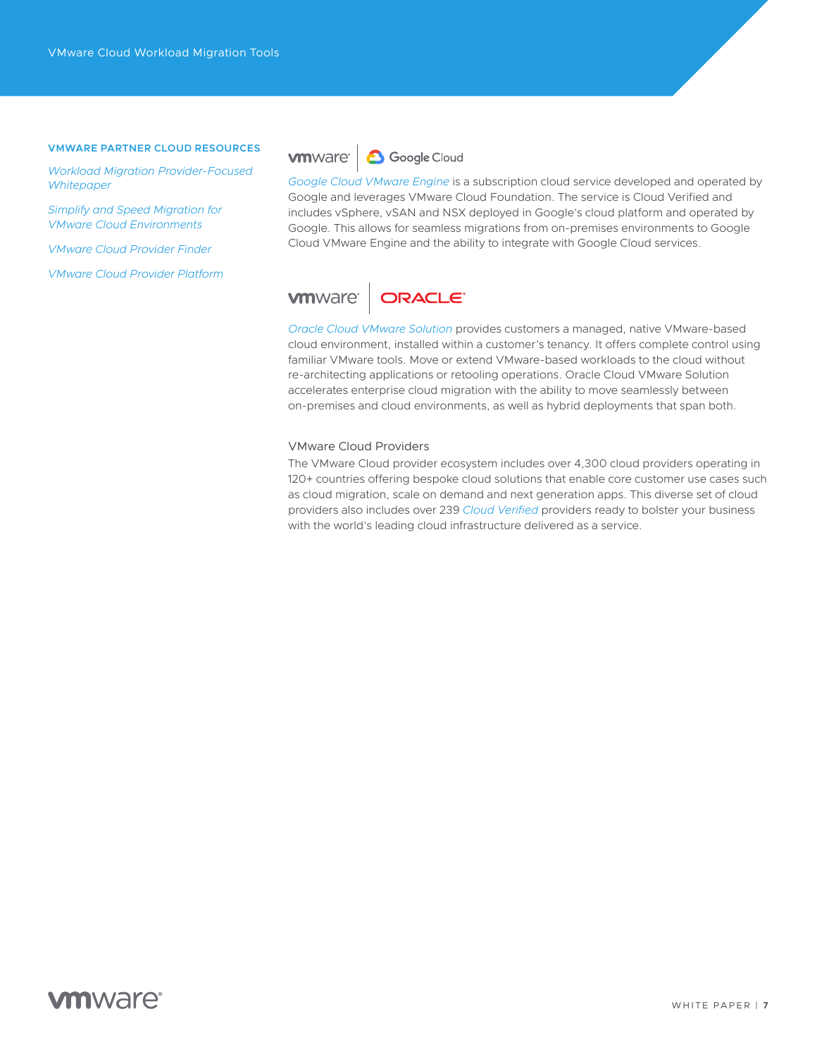**VMWARE PARTNER CLOUD RESOURCES**

*Workload Migration Provider-Focused Whitepaper*

*Simplify and Speed Migration for VMware Cloud Environments*

*VMware Cloud Provider Finder*

*VMware Cloud Provider Platform*

*Google Cloud VMware Engine* is a subscription cloud service developed and operated by Google and leverages VMware Cloud Foundation. The service is Cloud Verified and includes vSphere, vSAN and NSX deployed in Google's cloud platform and operated by Google. This allows for seamless migrations from on-premises environments to Google Cloud VMware Engine and the ability to integrate with Google Cloud services.

*Oracle Cloud VMware Solution* provides customers a managed, native VMware-based cloud environment, installed within a customer's tenancy. It offers complete control using familiar VMware tools. Move or extend VMware-based workloads to the cloud without re-architecting applications or retooling operations. Oracle Cloud VMware Solution accelerates enterprise cloud migration with the ability to move seamlessly between on-premises and cloud environments, as well as hybrid deployments that span both.

### VMware Cloud Providers

The VMware Cloud provider ecosystem includes over 4,300 cloud providers operating in 120+ countries offering bespoke cloud solutions that enable core customer use cases such as cloud migration, scale on demand and next generation apps. This diverse set of cloud providers also includes over 239 *Cloud Verified* providers ready to bolster your business with the world's leading cloud infrastructure delivered as a service.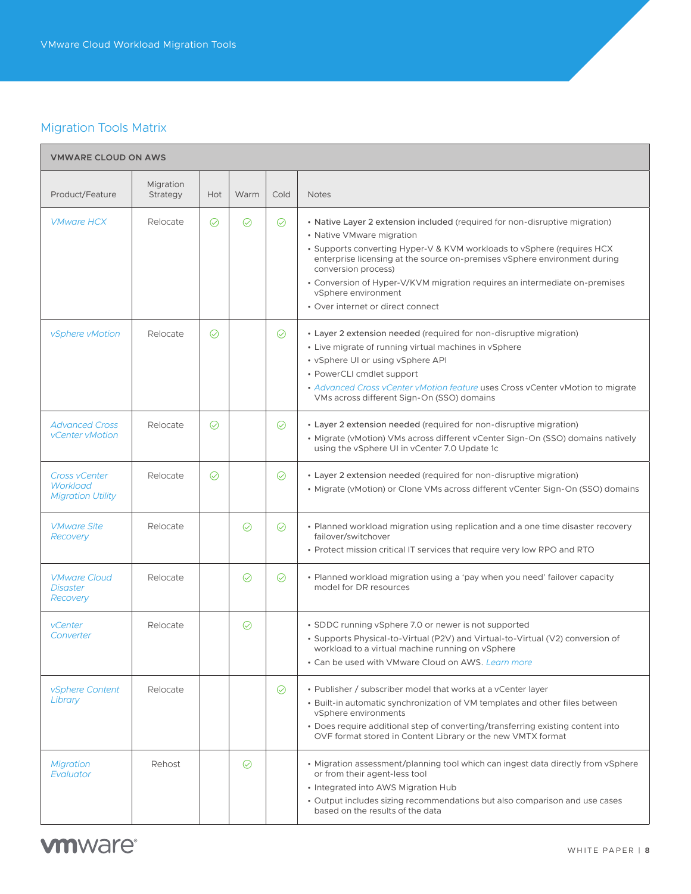## Migration Tools Matrix

| VMWARE CLOUD ON AWS | | | | | |
|---|---|---|---|---|---|
| Product/Feature | Migration Strategy | Hot | Warm | Cold | Notes |
| *VMware HCX* | Relocate | ✓ | ✓ | ✓ | • **Native Layer 2 extension included** (required for non-disruptive migration)<br>• Native VMware migration<br>• Supports converting Hyper-V & KVM workloads to vSphere (requires HCX enterprise licensing at the source on-premises vSphere environment during conversion process)<br>• Conversion of Hyper-V/KVM migration requires an intermediate on-premises vSphere environment<br>• Over internet or direct connect |
| *vSphere vMotion* | Relocate | ✓ | | ✓ | • **Layer 2 extension needed** (required for non-disruptive migration)<br>• Live migrate of running virtual machines in vSphere<br>• vSphere UI or using vSphere API<br>• PowerCLI cmdlet support<br>• *Advanced Cross vCenter vMotion feature* uses Cross vCenter vMotion to migrate VMs across different Sign-On (SSO) domains |
| *Advanced Cross vCenter vMotion* | Relocate | ✓ | | ✓ | • **Layer 2 extension needed** (required for non-disruptive migration)<br>• Migrate (vMotion) VMs across different vCenter Sign-On (SSO) domains natively using the vSphere UI in vCenter 7.0 Update 1c |
| *Cross vCenter Workload Migration Utility* | Relocate | ✓ | | ✓ | • **Layer 2 extension needed** (required for non-disruptive migration)<br>• Migrate (vMotion) or Clone VMs across different vCenter Sign-On (SSO) domains |
| *VMware Site Recovery* | Relocate | | ✓ | ✓ | • Planned workload migration using replication and a one time disaster recovery failover/switchover<br>• Protect mission critical IT services that require very low RPO and RTO |
| *VMware Cloud Disaster Recovery* | Relocate | | ✓ | ✓ | • Planned workload migration using a 'pay when you need' failover capacity model for DR resources |
| *vCenter Converter* | Relocate | | ✓ | | • SDDC running vSphere 7.0 or newer is not supported<br>• Supports Physical-to-Virtual (P2V) and Virtual-to-Virtual (V2) conversion of workload to a virtual machine running on vSphere<br>• Can be used with VMware Cloud on AWS. *Learn more* |
| *vSphere Content Library* | Relocate | | | ✓ | • Publisher / subscriber model that works at a vCenter layer<br>• Built-in automatic synchronization of VM templates and other files between vSphere environments<br>• Does require additional step of converting/transferring existing content into OVF format stored in Content Library or the new VMTX format |
| *Migration Evaluator* | Rehost | | ✓ | | • Migration assessment/planning tool which can ingest data directly from vSphere or from their agent-less tool<br>• Integrated into AWS Migration Hub<br>• Output includes sizing recommendations but also comparison and use cases based on the results of the data |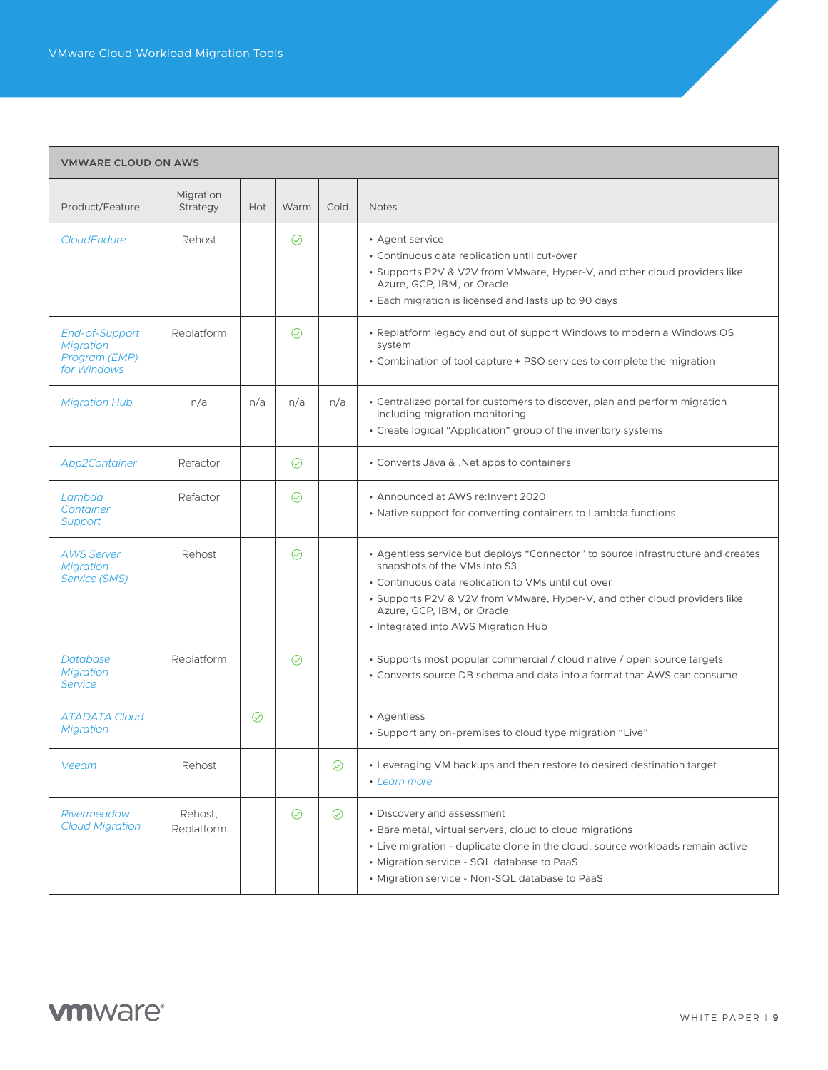| VMWARE CLOUD ON AWS | | | | | |
|---|---|---|---|---|---|
| Product/Feature | Migration Strategy | Hot | Warm | Cold | Notes |
| *CloudEndure* | Rehost | | ✓ | | • Agent service<br>• Continuous data replication until cut-over<br>• Supports P2V & V2V from VMware, Hyper-V, and other cloud providers like Azure, GCP, IBM, or Oracle<br>• Each migration is licensed and lasts up to 90 days |
| *End-of-Support Migration Program (EMP) for Windows* | Replatform | | ✓ | | • Replatform legacy and out of support Windows to modern a Windows OS system<br>• Combination of tool capture + PSO services to complete the migration |
| *Migration Hub* | n/a | n/a | n/a | n/a | • Centralized portal for customers to discover, plan and perform migration including migration monitoring<br>• Create logical "Application" group of the inventory systems |
| *App2Container* | Refactor | | ✓ | | • Converts Java & .Net apps to containers |
| *Lambda Container Support* | Refactor | | ✓ | | • Announced at AWS re:Invent 2020<br>• Native support for converting containers to Lambda functions |
| *AWS Server Migration Service (SMS)* | Rehost | | ✓ | | • Agentless service but deploys "Connector" to source infrastructure and creates snapshots of the VMs into S3<br>• Continuous data replication to VMs until cut over<br>• Supports P2V & V2V from VMware, Hyper-V, and other cloud providers like Azure, GCP, IBM, or Oracle<br>• Integrated into AWS Migration Hub |
| *Database Migration Service* | Replatform | | ✓ | | • Supports most popular commercial / cloud native / open source targets<br>• Converts source DB schema and data into a format that AWS can consume |
| *ATADATA Cloud Migration* | | ✓ | | | • Agentless<br>• Support any on-premises to cloud type migration "Live" |
| *Veeam* | Rehost | | | ✓ | • Leveraging VM backups and then restore to desired destination target<br>• *Learn more* |
| *Rivermeadow Cloud Migration* | Rehost, Replatform | | ✓ | ✓ | • Discovery and assessment<br>• Bare metal, virtual servers, cloud to cloud migrations<br>• Live migration - duplicate clone in the cloud; source workloads remain active<br>• Migration service - SQL database to PaaS<br>• Migration service - Non-SQL database to PaaS |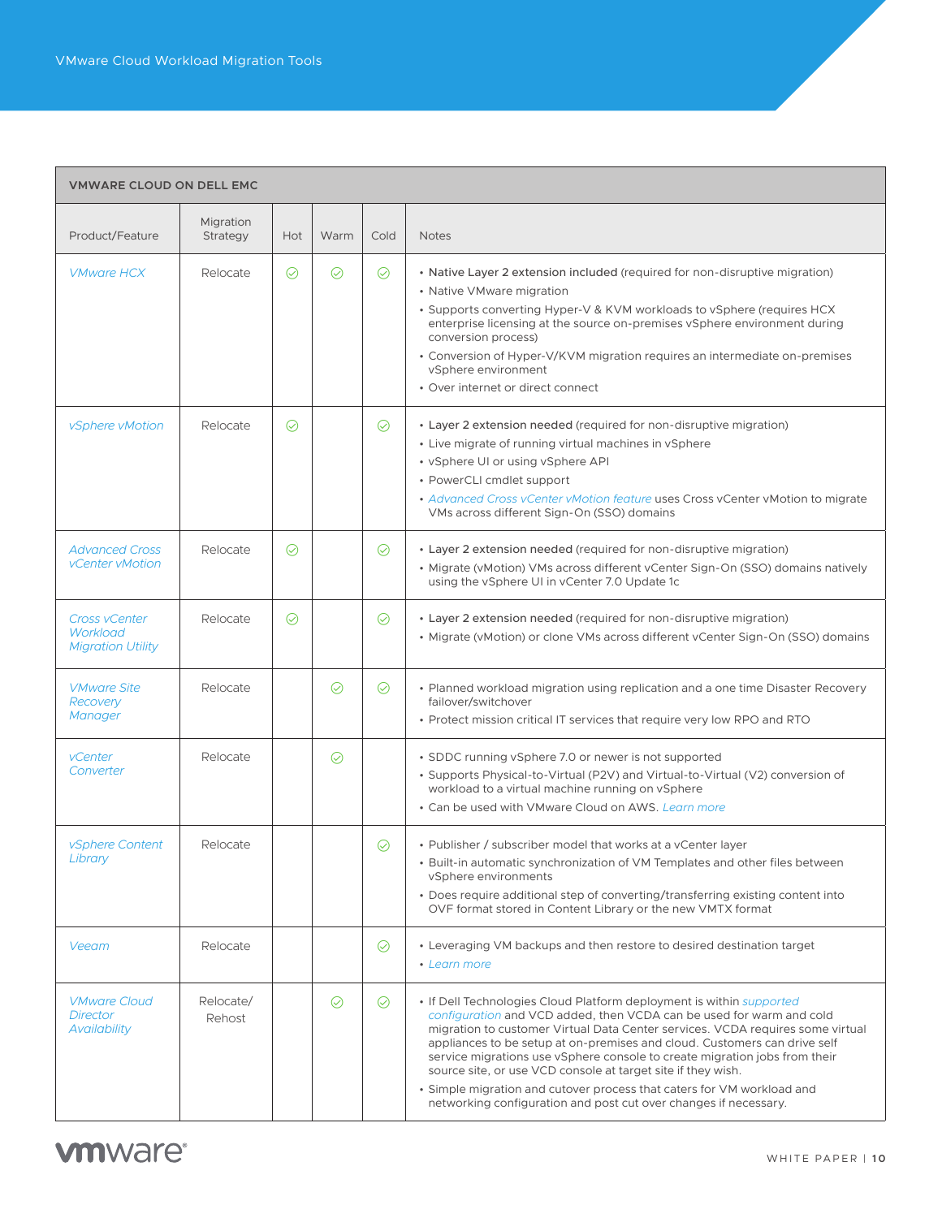| VMWARE CLOUD ON DELL EMC | | | | | |
|---|---|---|---|---|---|
| Product/Feature | Migration Strategy | Hot | Warm | Cold | Notes |
| *VMware HCX* | Relocate | ✓ | ✓ | ✓ | • **Native Layer 2 extension included** (required for non-disruptive migration)<br>• Native VMware migration<br>• Supports converting Hyper-V & KVM workloads to vSphere (requires HCX enterprise licensing at the source on-premises vSphere environment during conversion process)<br>• Conversion of Hyper-V/KVM migration requires an intermediate on-premises vSphere environment<br>• Over internet or direct connect |
| *vSphere vMotion* | Relocate | ✓ | | ✓ | • **Layer 2 extension needed** (required for non-disruptive migration)<br>• Live migrate of running virtual machines in vSphere<br>• vSphere UI or using vSphere API<br>• PowerCLI cmdlet support<br>• *Advanced Cross vCenter vMotion feature* uses Cross vCenter vMotion to migrate VMs across different Sign-On (SSO) domains |
| *Advanced Cross vCenter vMotion* | Relocate | ✓ | | ✓ | • **Layer 2 extension needed** (required for non-disruptive migration)<br>• Migrate (vMotion) VMs across different vCenter Sign-On (SSO) domains natively using the vSphere UI in vCenter 7.0 Update 1c |
| *Cross vCenter Workload Migration Utility* | Relocate | ✓ | | ✓ | • **Layer 2 extension needed** (required for non-disruptive migration)<br>• Migrate (vMotion) or clone VMs across different vCenter Sign-On (SSO) domains |
| *VMware Site Recovery Manager* | Relocate | | ✓ | ✓ | • Planned workload migration using replication and a one time Disaster Recovery failover/switchover<br>• Protect mission critical IT services that require very low RPO and RTO |
| *vCenter Converter* | Relocate | | ✓ | | • SDDC running vSphere 7.0 or newer is not supported<br>• Supports Physical-to-Virtual (P2V) and Virtual-to-Virtual (V2) conversion of workload to a virtual machine running on vSphere<br>• Can be used with VMware Cloud on AWS. *Learn more* |
| *vSphere Content Library* | Relocate | | | ✓ | • Publisher / subscriber model that works at a vCenter layer<br>• Built-in automatic synchronization of VM Templates and other files between vSphere environments<br>• Does require additional step of converting/transferring existing content into OVF format stored in Content Library or the new VMTX format |
| *Veeam* | Relocate | | | ✓ | • Leveraging VM backups and then restore to desired destination target<br>• *Learn more* |
| *VMware Cloud Director Availability* | Relocate/ Rehost | | ✓ | ✓ | • If Dell Technologies Cloud Platform deployment is within *supported configuration* and VCD added, then VCDA can be used for warm and cold migration to customer Virtual Data Center services. VCDA requires some virtual appliances to be setup at on-premises and cloud. Customers can drive self service migrations use vSphere console to create migration jobs from their source site, or use VCD console at target site if they wish.<br>• Simple migration and cutover process that caters for VM workload and networking configuration and post cut over changes if necessary. |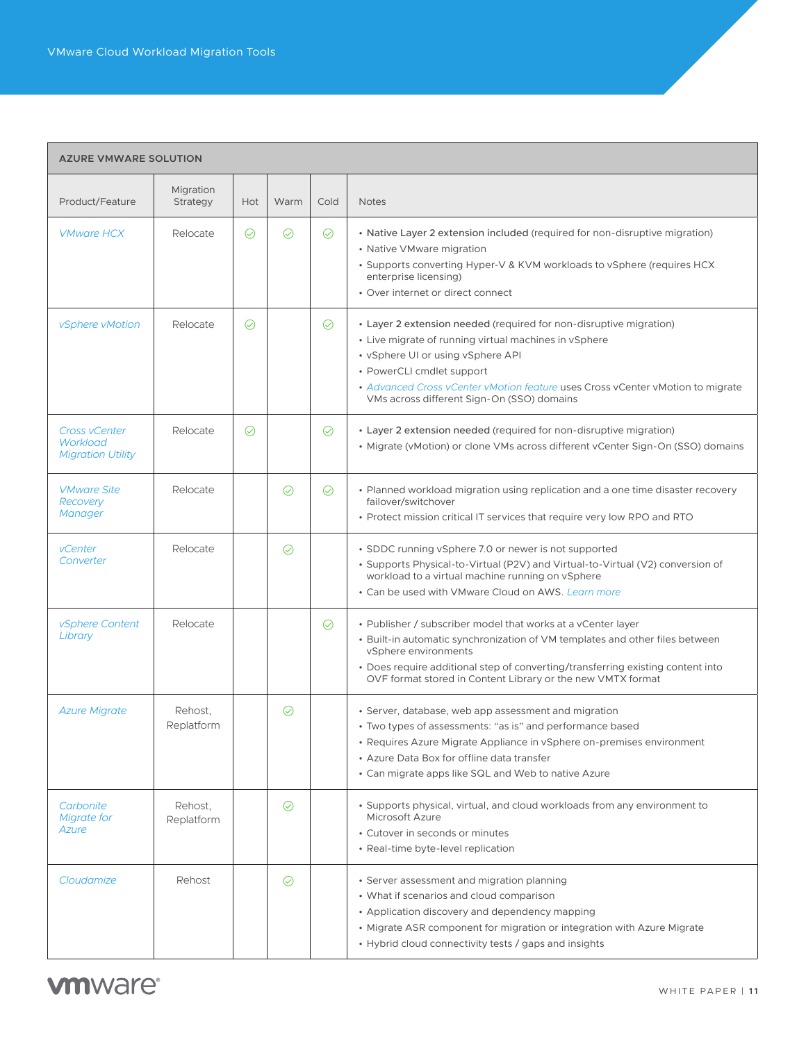| AZURE VMWARE SOLUTION | | | | | |
|---|---|---|---|---|---|
| Product/Feature | Migration Strategy | Hot | Warm | Cold | Notes |
| *VMware HCX* | Relocate | ✓ | ✓ | ✓ | • **Native Layer 2 extension included** (required for non-disruptive migration)<br>• Native VMware migration<br>• Supports converting Hyper-V & KVM workloads to vSphere (requires HCX enterprise licensing)<br>• Over internet or direct connect |
| *vSphere vMotion* | Relocate | ✓ | | ✓ | • **Layer 2 extension needed** (required for non-disruptive migration)<br>• Live migrate of running virtual machines in vSphere<br>• vSphere UI or using vSphere API<br>• PowerCLI cmdlet support<br>• *Advanced Cross vCenter vMotion feature* uses Cross vCenter vMotion to migrate VMs across different Sign-On (SSO) domains |
| *Cross vCenter Workload Migration Utility* | Relocate | ✓ | | ✓ | • **Layer 2 extension needed** (required for non-disruptive migration)<br>• Migrate (vMotion) or clone VMs across different vCenter Sign-On (SSO) domains |
| *VMware Site Recovery Manager* | Relocate | | ✓ | ✓ | • Planned workload migration using replication and a one time disaster recovery failover/switchover<br>• Protect mission critical IT services that require very low RPO and RTO |
| *vCenter Converter* | Relocate | | ✓ | | • SDDC running vSphere 7.0 or newer is not supported<br>• Supports Physical-to-Virtual (P2V) and Virtual-to-Virtual (V2) conversion of workload to a virtual machine running on vSphere<br>• Can be used with VMware Cloud on AWS. *Learn more* |
| *vSphere Content Library* | Relocate | | | ✓ | • Publisher / subscriber model that works at a vCenter layer<br>• Built-in automatic synchronization of VM templates and other files between vSphere environments<br>• Does require additional step of converting/transferring existing content into OVF format stored in Content Library or the new VMTX format |
| *Azure Migrate* | Rehost, Replatform | | ✓ | | • Server, database, web app assessment and migration<br>• Two types of assessments: "as is" and performance based<br>• Requires Azure Migrate Appliance in vSphere on-premises environment<br>• Azure Data Box for offline data transfer<br>• Can migrate apps like SQL and Web to native Azure |
| *Carbonite Migrate for Azure* | Rehost, Replatform | | ✓ | | • Supports physical, virtual, and cloud workloads from any environment to Microsoft Azure<br>• Cutover in seconds or minutes<br>• Real-time byte-level replication |
| *Cloudamize* | Rehost | | ✓ | | • Server assessment and migration planning<br>• What if scenarios and cloud comparison<br>• Application discovery and dependency mapping<br>• Migrate ASR component for migration or integration with Azure Migrate<br>• Hybrid cloud connectivity tests / gaps and insights |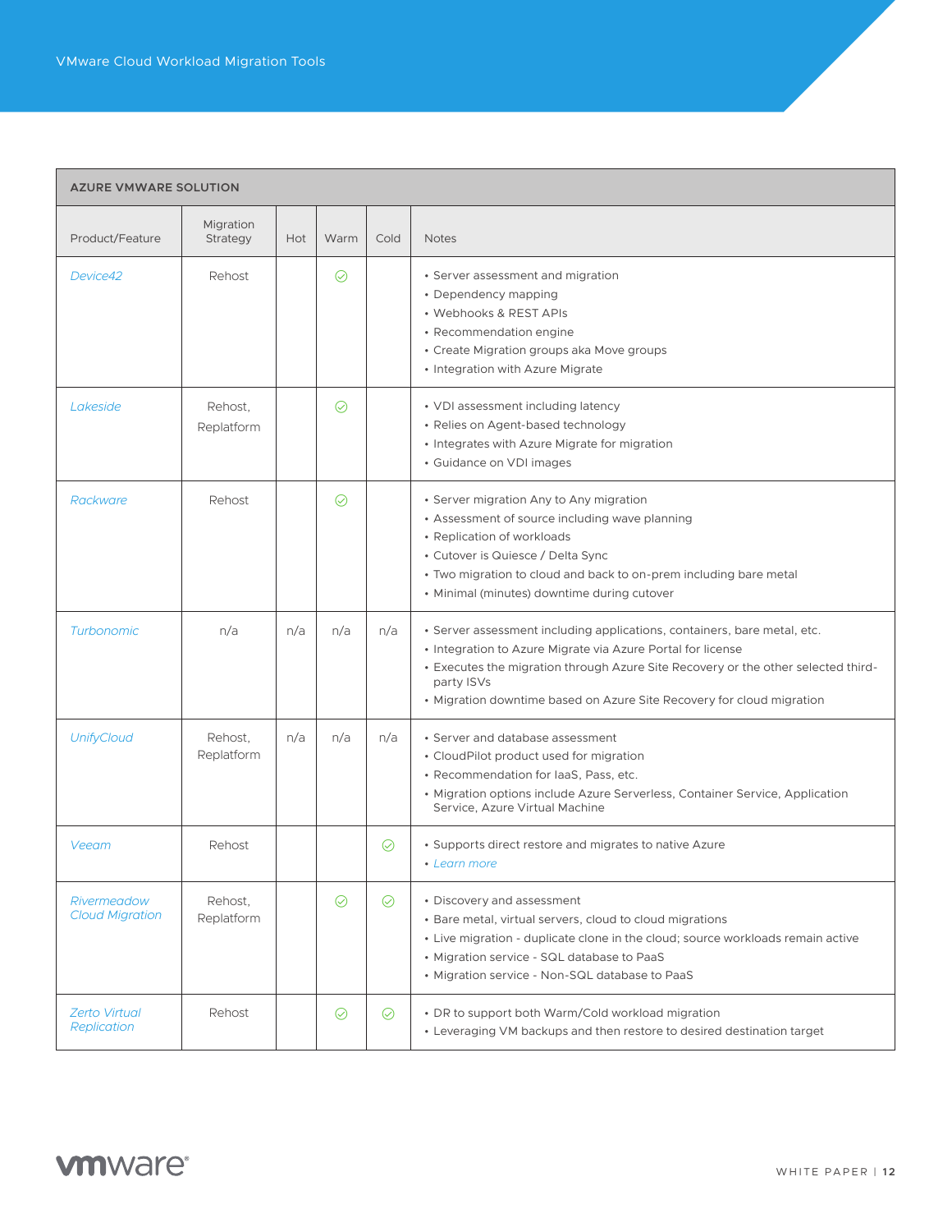**AZURE VMWARE SOLUTION**

| Product/Feature | Migration Strategy | Hot | Warm | Cold | Notes |
|---|---|---|---|---|---|
| *Device42* | Rehost | | ✓ | | • Server assessment and migration<br>• Dependency mapping<br>• Webhooks & REST APIs<br>• Recommendation engine<br>• Create Migration groups aka Move groups<br>• Integration with Azure Migrate |
| *Lakeside* | Rehost, Replatform | | ✓ | | • VDI assessment including latency<br>• Relies on Agent-based technology<br>• Integrates with Azure Migrate for migration<br>• Guidance on VDI images |
| *Rackware* | Rehost | | ✓ | | • Server migration Any to Any migration<br>• Assessment of source including wave planning<br>• Replication of workloads<br>• Cutover is Quiesce / Delta Sync<br>• Two migration to cloud and back to on-prem including bare metal<br>• Minimal (minutes) downtime during cutover |
| *Turbonomic* | n/a | n/a | n/a | n/a | • Server assessment including applications, containers, bare metal, etc.<br>• Integration to Azure Migrate via Azure Portal for license<br>• Executes the migration through Azure Site Recovery or the other selected third-party ISVs<br>• Migration downtime based on Azure Site Recovery for cloud migration |
| *UnifyCloud* | Rehost, Replatform | n/a | n/a | n/a | • Server and database assessment<br>• CloudPilot product used for migration<br>• Recommendation for IaaS, Pass, etc.<br>• Migration options include Azure Serverless, Container Service, Application Service, Azure Virtual Machine |
| *Veeam* | Rehost | | | ✓ | • Supports direct restore and migrates to native Azure<br>• *Learn more* |
| *Rivermeadow Cloud Migration* | Rehost, Replatform | | ✓ | ✓ | • Discovery and assessment<br>• Bare metal, virtual servers, cloud to cloud migrations<br>• Live migration - duplicate clone in the cloud; source workloads remain active<br>• Migration service - SQL database to PaaS<br>• Migration service - Non-SQL database to PaaS |
| *Zerto Virtual Replication* | Rehost | | ✓ | ✓ | • DR to support both Warm/Cold workload migration<br>• Leveraging VM backups and then restore to desired destination target |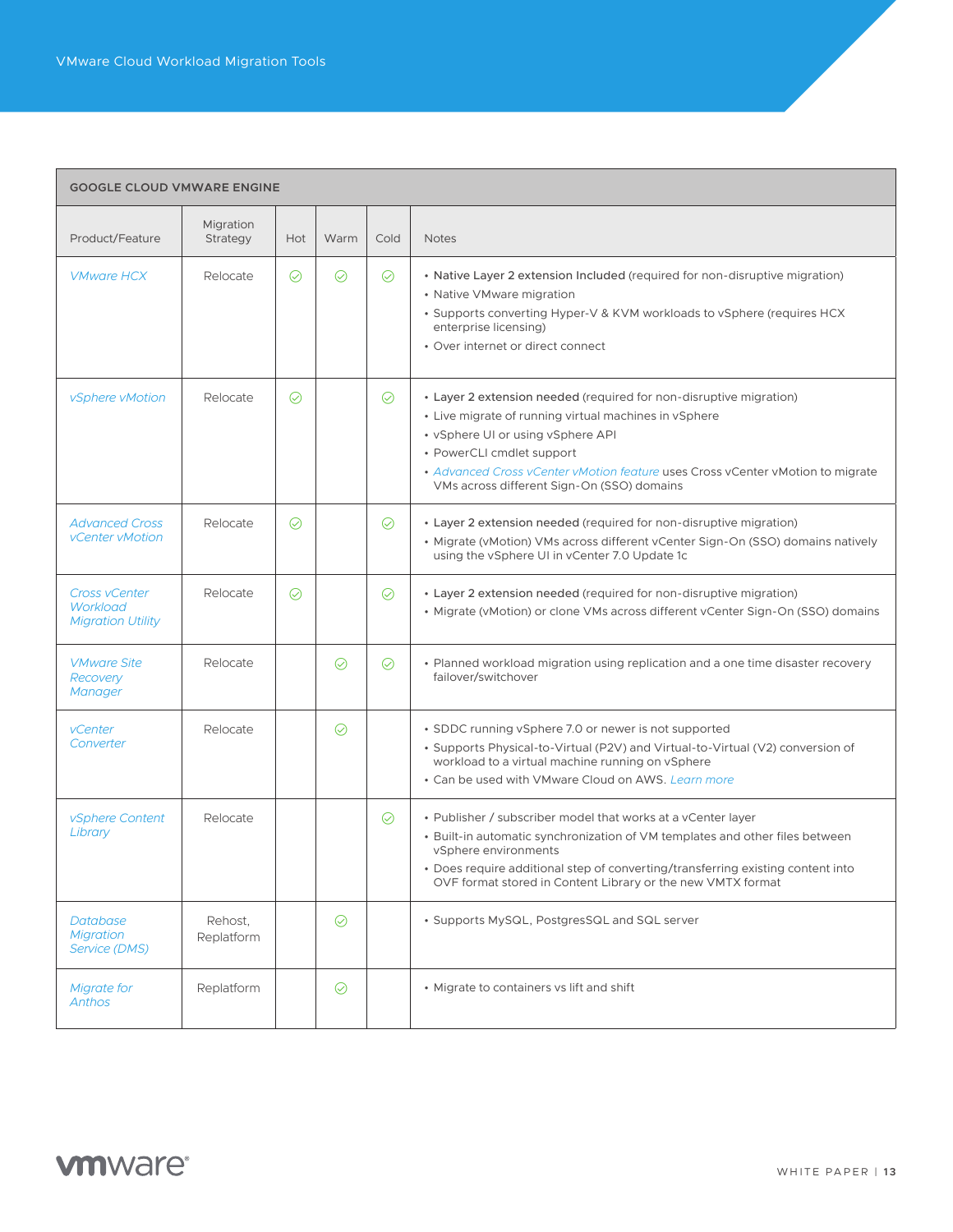| GOOGLE CLOUD VMWARE ENGINE | | | | | |
|---|---|---|---|---|---|
| Product/Feature | Migration Strategy | Hot | Warm | Cold | Notes |
| *VMware HCX* | Relocate | ✓ | ✓ | ✓ | • Native Layer 2 extension Included (required for non-disruptive migration)<br>• Native VMware migration<br>• Supports converting Hyper-V & KVM workloads to vSphere (requires HCX enterprise licensing)<br>• Over internet or direct connect |
| *vSphere vMotion* | Relocate | ✓ | | ✓ | • **Layer 2 extension needed** (required for non-disruptive migration)<br>• Live migrate of running virtual machines in vSphere<br>• vSphere UI or using vSphere API<br>• PowerCLI cmdlet support<br>• *Advanced Cross vCenter vMotion feature* uses Cross vCenter vMotion to migrate VMs across different Sign-On (SSO) domains |
| *Advanced Cross vCenter vMotion* | Relocate | ✓ | | ✓ | • **Layer 2 extension needed** (required for non-disruptive migration)<br>• Migrate (vMotion) VMs across different vCenter Sign-On (SSO) domains natively using the vSphere UI in vCenter 7.0 Update 1c |
| *Cross vCenter Workload Migration Utility* | Relocate | ✓ | | ✓ | • **Layer 2 extension needed** (required for non-disruptive migration)<br>• Migrate (vMotion) or clone VMs across different vCenter Sign-On (SSO) domains |
| *VMware Site Recovery Manager* | Relocate | | ✓ | ✓ | • Planned workload migration using replication and a one time disaster recovery failover/switchover |
| *vCenter Converter* | Relocate | | ✓ | | • SDDC running vSphere 7.0 or newer is not supported<br>• Supports Physical-to-Virtual (P2V) and Virtual-to-Virtual (V2) conversion of workload to a virtual machine running on vSphere<br>• Can be used with VMware Cloud on AWS. *Learn more* |
| *vSphere Content Library* | Relocate | | | ✓ | • Publisher / subscriber model that works at a vCenter layer<br>• Built-in automatic synchronization of VM templates and other files between vSphere environments<br>• Does require additional step of converting/transferring existing content into OVF format stored in Content Library or the new VMTX format |
| *Database Migration Service (DMS)* | Rehost, Replatform | | ✓ | | • Supports MySQL, PostgresSQL and SQL server |
| *Migrate for Anthos* | Replatform | | ✓ | | • Migrate to containers vs lift and shift |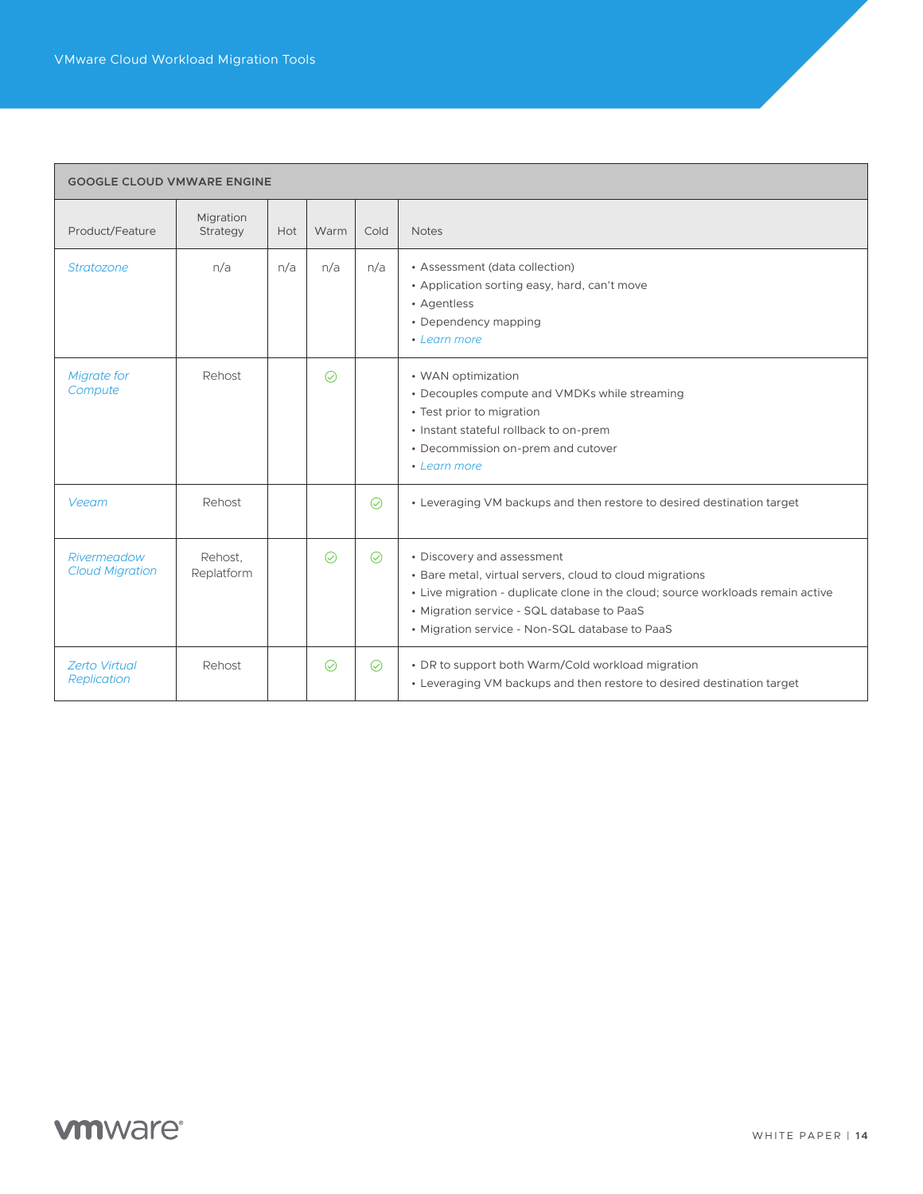| GOOGLE CLOUD VMWARE ENGINE | | | | | |
|---|---|---|---|---|---|
| Product/Feature | Migration Strategy | Hot | Warm | Cold | Notes |
| *Stratozone* | n/a | n/a | n/a | n/a | • Assessment (data collection)<br>• Application sorting easy, hard, can't move<br>• Agentless<br>• Dependency mapping<br>• *Learn more* |
| *Migrate for Compute* | Rehost | | ✓ | | • WAN optimization<br>• Decouples compute and VMDKs while streaming<br>• Test prior to migration<br>• Instant stateful rollback to on-prem<br>• Decommission on-prem and cutover<br>• *Learn more* |
| *Veeam* | Rehost | | | ✓ | • Leveraging VM backups and then restore to desired destination target |
| *Rivermeadow Cloud Migration* | Rehost, Replatform | | ✓ | ✓ | • Discovery and assessment<br>• Bare metal, virtual servers, cloud to cloud migrations<br>• Live migration - duplicate clone in the cloud; source workloads remain active<br>• Migration service - SQL database to PaaS<br>• Migration service - Non-SQL database to PaaS |
| *Zerto Virtual Replication* | Rehost | | ✓ | ✓ | • DR to support both Warm/Cold workload migration<br>• Leveraging VM backups and then restore to desired destination target |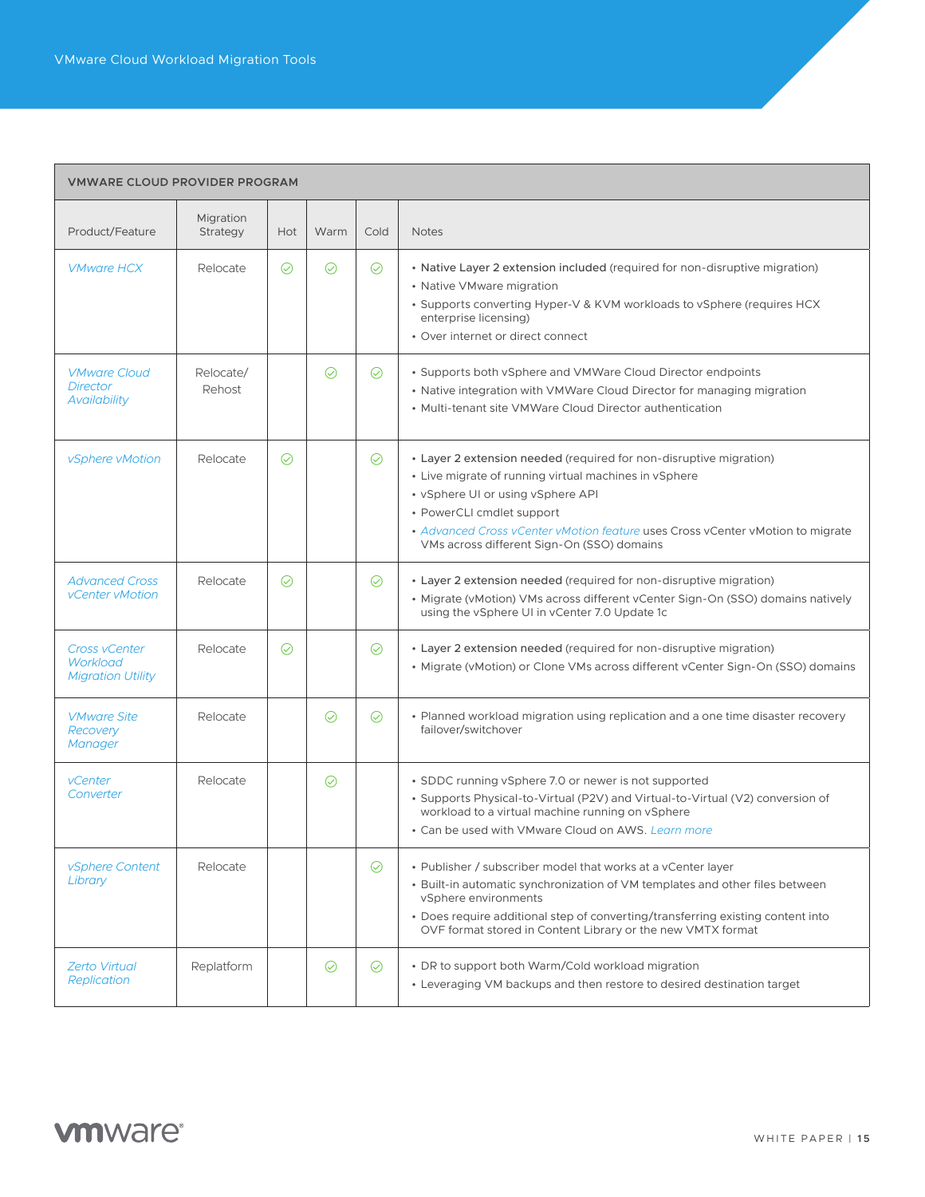| VMWARE CLOUD PROVIDER PROGRAM | | | | | |
|---|---|---|---|---|---|
| Product/Feature | Migration Strategy | Hot | Warm | Cold | Notes |
| *VMware HCX* | Relocate | ✓ | ✓ | ✓ | • **Native Layer 2 extension included** (required for non-disruptive migration)<br>• Native VMware migration<br>• Supports converting Hyper-V & KVM workloads to vSphere (requires HCX enterprise licensing)<br>• Over internet or direct connect |
| *VMware Cloud Director Availability* | Relocate/ Rehost | | ✓ | ✓ | • Supports both vSphere and VMWare Cloud Director endpoints<br>• Native integration with VMWare Cloud Director for managing migration<br>• Multi-tenant site VMWare Cloud Director authentication |
| *vSphere vMotion* | Relocate | ✓ | | ✓ | • **Layer 2 extension needed** (required for non-disruptive migration)<br>• Live migrate of running virtual machines in vSphere<br>• vSphere UI or using vSphere API<br>• PowerCLI cmdlet support<br>• *Advanced Cross vCenter vMotion feature* uses Cross vCenter vMotion to migrate VMs across different Sign-On (SSO) domains |
| *Advanced Cross vCenter vMotion* | Relocate | ✓ | | ✓ | • **Layer 2 extension needed** (required for non-disruptive migration)<br>• Migrate (vMotion) VMs across different vCenter Sign-On (SSO) domains natively using the vSphere UI in vCenter 7.0 Update 1c |
| *Cross vCenter Workload Migration Utility* | Relocate | ✓ | | ✓ | • **Layer 2 extension needed** (required for non-disruptive migration)<br>• Migrate (vMotion) or Clone VMs across different vCenter Sign-On (SSO) domains |
| *VMware Site Recovery Manager* | Relocate | | ✓ | ✓ | • Planned workload migration using replication and a one time disaster recovery failover/switchover |
| *vCenter Converter* | Relocate | | ✓ | | • SDDC running vSphere 7.0 or newer is not supported<br>• Supports Physical-to-Virtual (P2V) and Virtual-to-Virtual (V2) conversion of workload to a virtual machine running on vSphere<br>• Can be used with VMware Cloud on AWS. *Learn more* |
| *vSphere Content Library* | Relocate | | | ✓ | • Publisher / subscriber model that works at a vCenter layer<br>• Built-in automatic synchronization of VM templates and other files between vSphere environments<br>• Does require additional step of converting/transferring existing content into OVF format stored in Content Library or the new VMTX format |
| *Zerto Virtual Replication* | Replatform | | ✓ | ✓ | • DR to support both Warm/Cold workload migration<br>• Leveraging VM backups and then restore to desired destination target |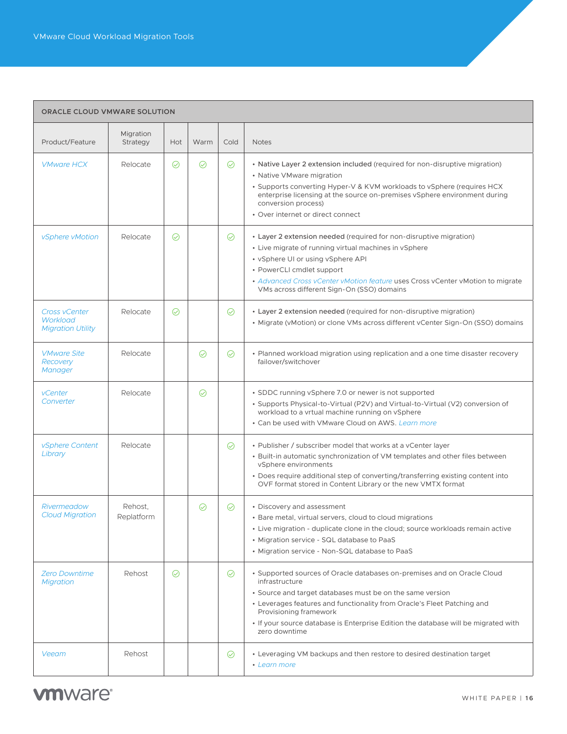## ORACLE CLOUD VMWARE SOLUTION

| Product/Feature | Migration Strategy | Hot | Warm | Cold | Notes |
|---|---|---|---|---|---|
| *VMware HCX* | Relocate | ✓ | ✓ | ✓ | • **Native Layer 2 extension included** (required for non-disruptive migration)<br>• Native VMware migration<br>• Supports converting Hyper-V & KVM workloads to vSphere (requires HCX enterprise licensing at the source on-premises vSphere environment during conversion process)<br>• Over internet or direct connect |
| *vSphere vMotion* | Relocate | ✓ | | ✓ | • **Layer 2 extension needed** (required for non-disruptive migration)<br>• Live migrate of running virtual machines in vSphere<br>• vSphere UI or using vSphere API<br>• PowerCLI cmdlet support<br>• *Advanced Cross vCenter vMotion feature* uses Cross vCenter vMotion to migrate VMs across different Sign-On (SSO) domains |
| *Cross vCenter Workload Migration Utility* | Relocate | ✓ | | ✓ | • **Layer 2 extension needed** (required for non-disruptive migration)<br>• Migrate (vMotion) or clone VMs across different vCenter Sign-On (SSO) domains |
| *VMware Site Recovery Manager* | Relocate | | ✓ | ✓ | • Planned workload migration using replication and a one time disaster recovery failover/switchover |
| *vCenter Converter* | Relocate | | ✓ | | • SDDC running vSphere 7.0 or newer is not supported<br>• Supports Physical-to-Virtual (P2V) and Virtual-to-Virtual (V2) conversion of workload to a vrtual machine running on vSphere<br>• Can be used with VMware Cloud on AWS. *Learn more* |
| *vSphere Content Library* | Relocate | | | ✓ | • Publisher / subscriber model that works at a vCenter layer<br>• Built-in automatic synchronization of VM templates and other files between vSphere environments<br>• Does require additional step of converting/transferring existing content into OVF format stored in Content Library or the new VMTX format |
| *Rivermeadow Cloud Migration* | Rehost, Replatform | | ✓ | ✓ | • Discovery and assessment<br>• Bare metal, virtual servers, cloud to cloud migrations<br>• Live migration - duplicate clone in the cloud; source workloads remain active<br>• Migration service - SQL database to PaaS<br>• Migration service - Non-SQL database to PaaS |
| *Zero Downtime Migration* | Rehost | ✓ | | ✓ | • Supported sources of Oracle databases on-premises and on Oracle Cloud infrastructure<br>• Source and target databases must be on the same version<br>• Leverages features and functionality from Oracle's Fleet Patching and Provisioning framework<br>• If your source database is Enterprise Edition the database will be migrated with zero downtime |
| *Veeam* | Rehost | | | ✓ | • Leveraging VM backups and then restore to desired destination target<br>• *Learn more* |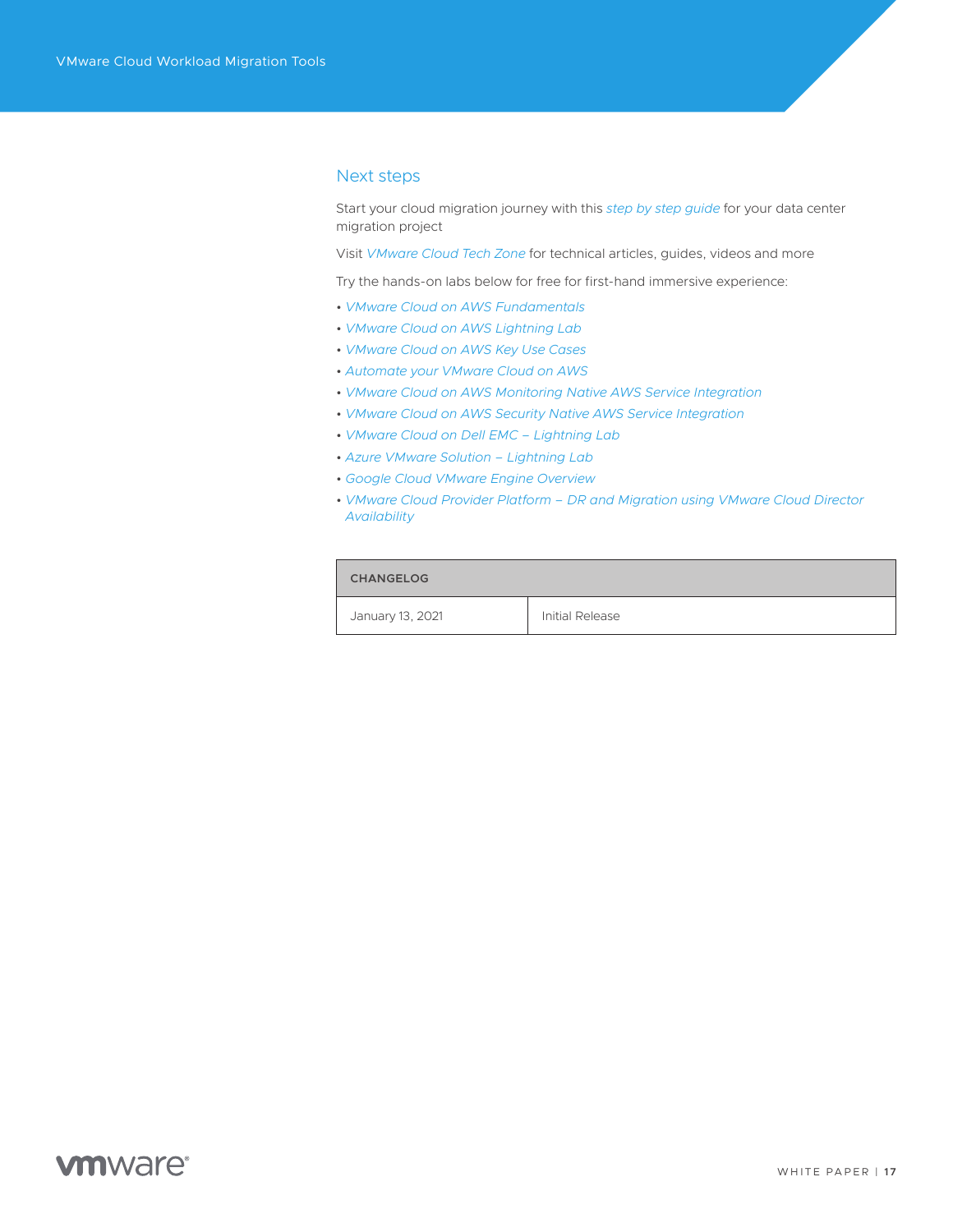## Next steps

Start your cloud migration journey with this *step by step guide* for your data center migration project

Visit *VMware Cloud Tech Zone* for technical articles, guides, videos and more

Try the hands-on labs below for free for first-hand immersive experience:

- *VMware Cloud on AWS Fundamentals*
- *VMware Cloud on AWS Lightning Lab*
- *VMware Cloud on AWS Key Use Cases*
- *Automate your VMware Cloud on AWS*
- *VMware Cloud on AWS Monitoring Native AWS Service Integration*
- *VMware Cloud on AWS Security Native AWS Service Integration*
- *VMware Cloud on Dell EMC – Lightning Lab*
- *Azure VMware Solution – Lightning Lab*
- *Google Cloud VMware Engine Overview*
- *VMware Cloud Provider Platform – DR and Migration using VMware Cloud Director Availability*

| CHANGELOG | |
|---|---|
| January 13, 2021 | Initial Release |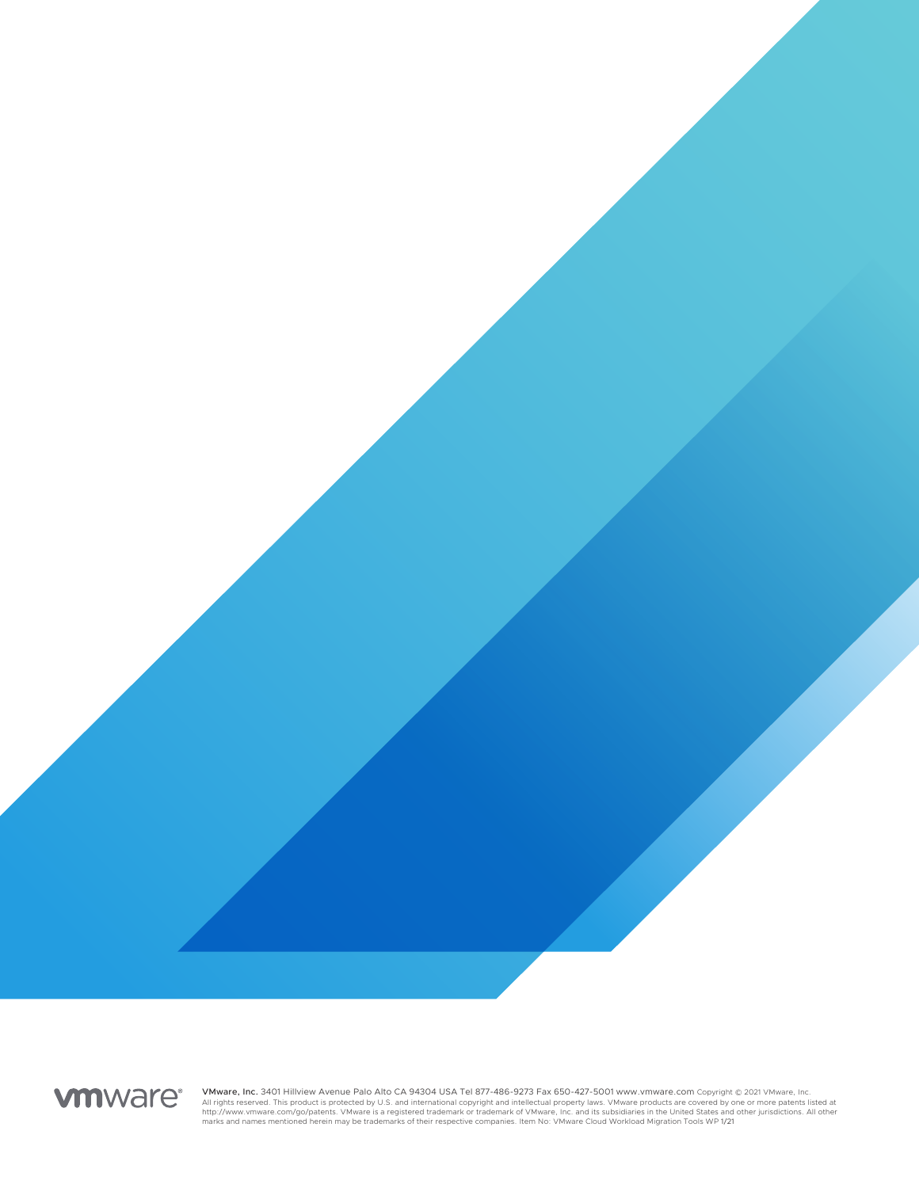**VMware, Inc.** 3401 Hillview Avenue Palo Alto CA 94304 USA Tel 877-486-9273 Fax 650-427-5001 www.vmware.com Copyright © 2021 VMware, Inc. All rights reserved. This product is protected by U.S. and international copyright and intellectual property laws. VMware products are covered by one or more patents listed at http://www.vmware.com/go/patents. VMware is a registered trademark or trademark of VMware, Inc. and its subsidiaries in the United States and other jurisdictions. All other marks and names mentioned herein may be trademarks of their respective companies. Item No: VMware Cloud Workload Migration Tools WP 1/21